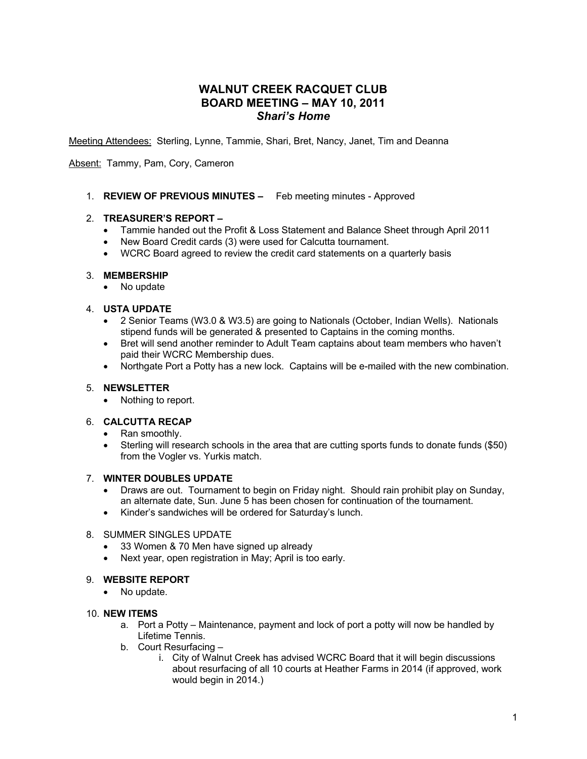# WALNUT CREEK RACQUET CLUB
# BOARD MEETING – MAY 10, 2011
### *Shari's Home*

Meeting Attendees: Sterling, Lynne, Tammie, Shari, Bret, Nancy, Janet, Tim and Deanna

Absent: Tammy, Pam, Cory, Cameron

1. **REVIEW OF PREVIOUS MINUTES –** Feb meeting minutes - Approved

2. **TREASURER'S REPORT –**
   - Tammie handed out the Profit & Loss Statement and Balance Sheet through April 2011
   - New Board Credit cards (3) were used for Calcutta tournament.
   - WCRC Board agreed to review the credit card statements on a quarterly basis

3. **MEMBERSHIP**
   - No update

4. **USTA UPDATE**
   - 2 Senior Teams (W3.0 & W3.5) are going to Nationals (October, Indian Wells). Nationals stipend funds will be generated & presented to Captains in the coming months.
   - Bret will send another reminder to Adult Team captains about team members who haven't paid their WCRC Membership dues.
   - Northgate Port a Potty has a new lock. Captains will be e-mailed with the new combination.

5. **NEWSLETTER**
   - Nothing to report.

6. **CALCUTTA RECAP**
   - Ran smoothly.
   - Sterling will research schools in the area that are cutting sports funds to donate funds ($50) from the Vogler vs. Yurkis match.

7. **WINTER DOUBLES UPDATE**
   - Draws are out. Tournament to begin on Friday night. Should rain prohibit play on Sunday, an alternate date, Sun. June 5 has been chosen for continuation of the tournament.
   - Kinder's sandwiches will be ordered for Saturday's lunch.

8. SUMMER SINGLES UPDATE
   - 33 Women & 70 Men have signed up already
   - Next year, open registration in May; April is too early.

9. **WEBSITE REPORT**
   - No update.

10. **NEW ITEMS**
    a. Port a Potty – Maintenance, payment and lock of port a potty will now be handled by Lifetime Tennis.
    b. Court Resurfacing –
       i. City of Walnut Creek has advised WCRC Board that it will begin discussions about resurfacing of all 10 courts at Heather Farms in 2014 (if approved, work would begin in 2014.)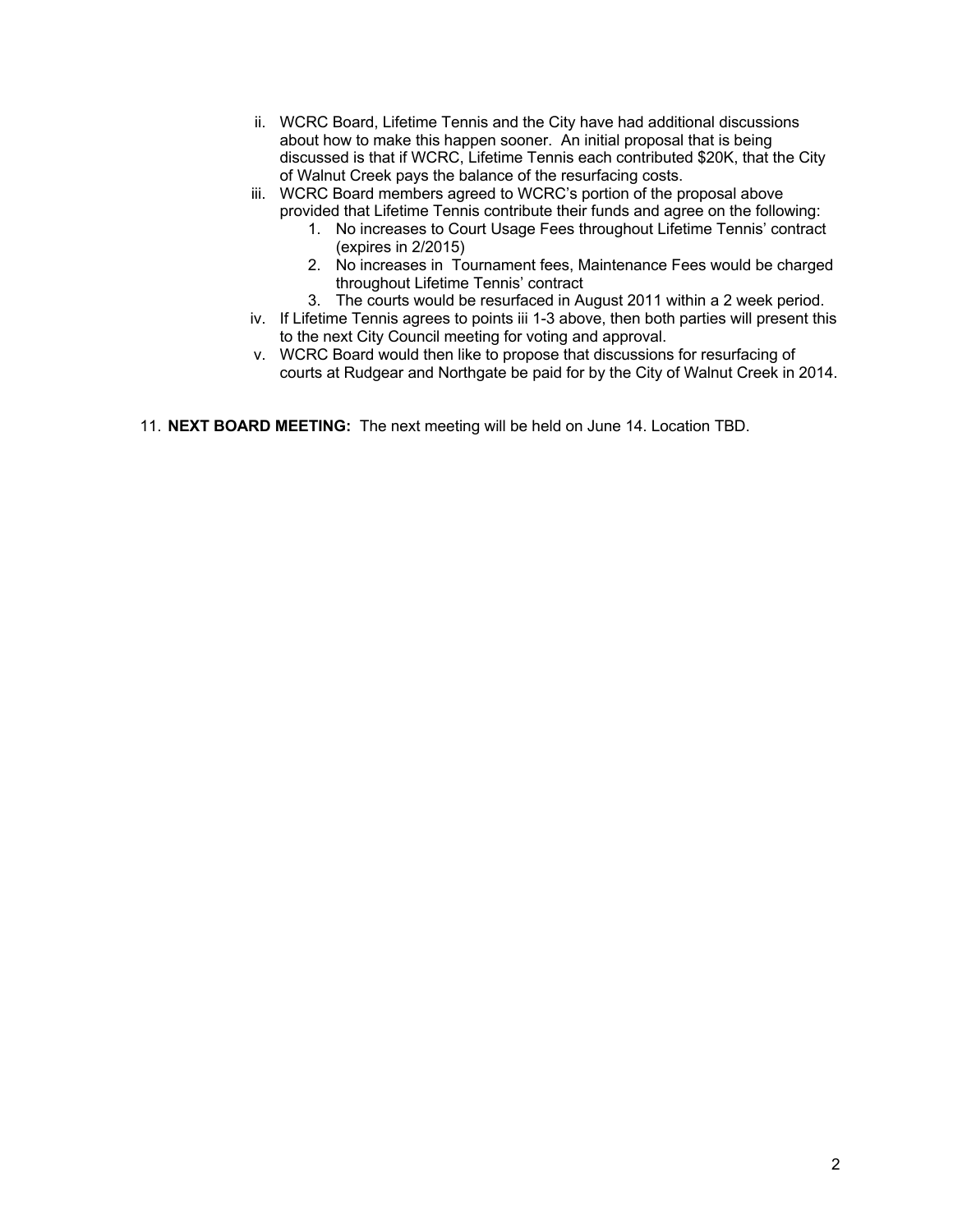ii. WCRC Board, Lifetime Tennis and the City have had additional discussions about how to make this happen sooner. An initial proposal that is being discussed is that if WCRC, Lifetime Tennis each contributed $20K, that the City of Walnut Creek pays the balance of the resurfacing costs.

iii. WCRC Board members agreed to WCRC's portion of the proposal above provided that Lifetime Tennis contribute their funds and agree on the following:

   1. No increases to Court Usage Fees throughout Lifetime Tennis' contract (expires in 2/2015)
   2. No increases in Tournament fees, Maintenance Fees would be charged throughout Lifetime Tennis' contract
   3. The courts would be resurfaced in August 2011 within a 2 week period.

iv. If Lifetime Tennis agrees to points iii 1-3 above, then both parties will present this to the next City Council meeting for voting and approval.

v. WCRC Board would then like to propose that discussions for resurfacing of courts at Rudgear and Northgate be paid for by the City of Walnut Creek in 2014.

11. **NEXT BOARD MEETING:** The next meeting will be held on June 14. Location TBD.